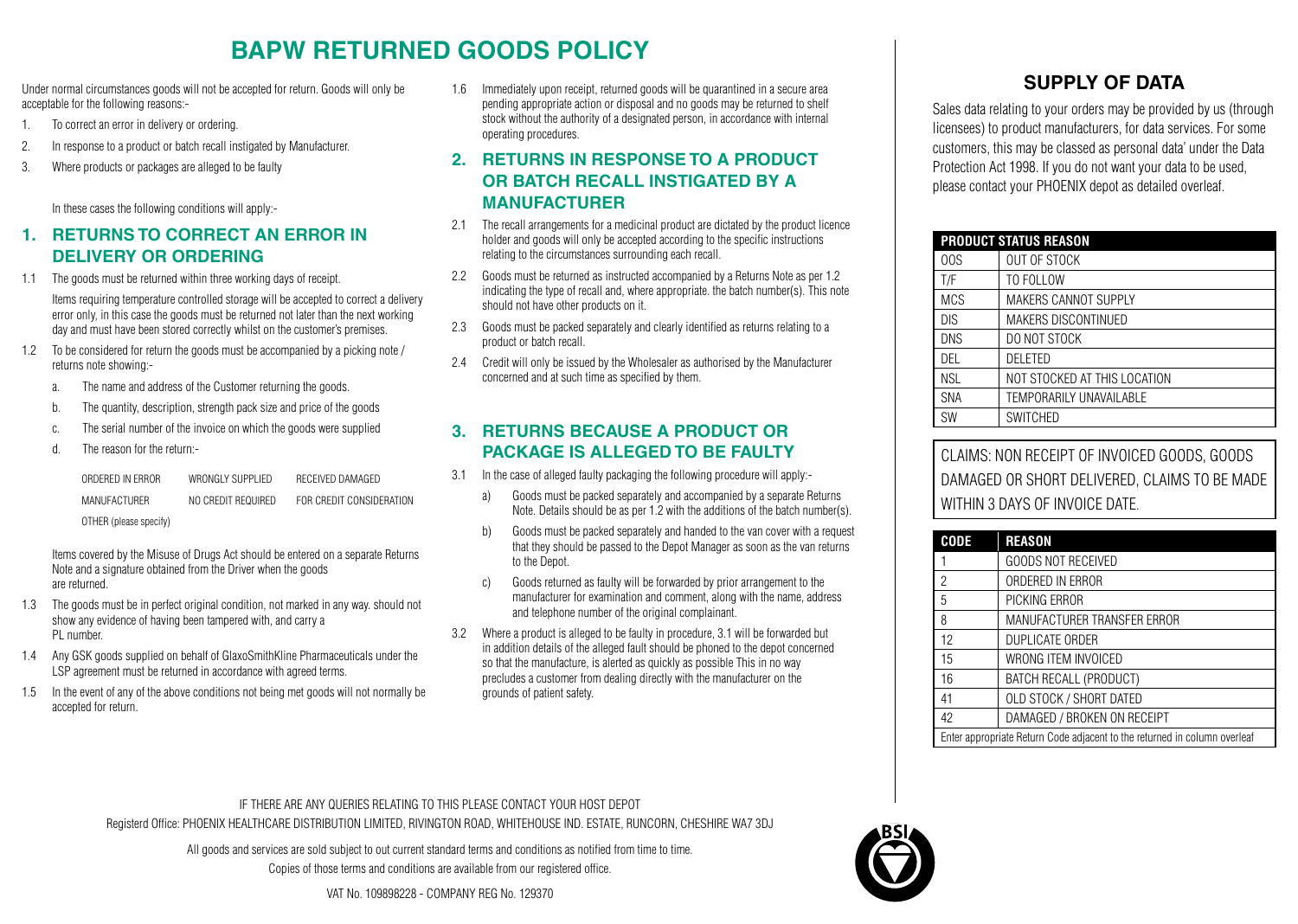# BAPW RETURNED GOODS POLICY

Under normal circumstances goods will not be accepted for return. Goods will only be acceptable for the following reasons:-

1. To correct an error in delivery or ordering.
2. In response to a product or batch recall instigated by Manufacturer.
3. Where products or packages are alleged to be faulty

In these cases the following conditions will apply:-

## 1. RETURNS TO CORRECT AN ERROR IN DELIVERY OR ORDERING

1.1 The goods must be returned within three working days of receipt.

Items requiring temperature controlled storage will be accepted to correct a delivery error only, in this case the goods must be returned not later than the next working day and must have been stored correctly whilst on the customer's premises.

1.2 To be considered for return the goods must be accompanied by a picking note / returns note showing:-

a. The name and address of the Customer returning the goods.

b. The quantity, description, strength pack size and price of the goods

c. The serial number of the invoice on which the goods were supplied

d. The reason for the return:-

ORDERED IN ERROR — WRONGLY SUPPLIED — RECEIVED DAMAGED

MANUFACTURER — NO CREDIT REQUIRED — FOR CREDIT CONSIDERATION

OTHER (please specify)

Items covered by the Misuse of Drugs Act should be entered on a separate Returns Note and a signature obtained from the Driver when the goods are returned.

1.3 The goods must be in perfect original condition, not marked in any way. should not show any evidence of having been tampered with, and carry a PL number.

1.4 Any GSK goods supplied on behalf of GlaxoSmithKline Pharmaceuticals under the LSP agreement must be returned in accordance with agreed terms.

1.5 In the event of any of the above conditions not being met goods will not normally be accepted for return.

1.6 Immediately upon receipt, returned goods will be quarantined in a secure area pending appropriate action or disposal and no goods may be returned to shelf stock without the authority of a designated person, in accordance with internal operating procedures.

## 2. RETURNS IN RESPONSE TO A PRODUCT OR BATCH RECALL INSTIGATED BY A MANUFACTURER

2.1 The recall arrangements for a medicinal product are dictated by the product licence holder and goods will only be accepted according to the specific instructions relating to the circumstances surrounding each recall.

2.2 Goods must be returned as instructed accompanied by a Returns Note as per 1.2 indicating the type of recall and, where appropriate. the batch number(s). This note should not have other products on it.

2.3 Goods must be packed separately and clearly identified as returns relating to a product or batch recall.

2.4 Credit will only be issued by the Wholesaler as authorised by the Manufacturer concerned and at such time as specified by them.

## 3. RETURNS BECAUSE A PRODUCT OR PACKAGE IS ALLEGED TO BE FAULTY

3.1 In the case of alleged faulty packaging the following procedure will apply:-

a) Goods must be packed separately and accompanied by a separate Returns Note. Details should be as per 1.2 with the additions of the batch number(s).

b) Goods must be packed separately and handed to the van cover with a request that they should be passed to the Depot Manager as soon as the van returns to the Depot.

c) Goods returned as faulty will be forwarded by prior arrangement to the manufacturer for examination and comment, along with the name, address and telephone number of the original complainant.

3.2 Where a product is alleged to be faulty in procedure, 3.1 will be forwarded but in addition details of the alleged fault should be phoned to the depot concerned so that the manufacture, is alerted as quickly as possible This in no way precludes a customer from dealing directly with the manufacturer on the grounds of patient safety.

IF THERE ARE ANY QUERIES RELATING TO THIS PLEASE CONTACT YOUR HOST DEPOT

Registerd Office: PHOENIX HEALTHCARE DISTRIBUTION LIMITED, RIVINGTON ROAD, WHITEHOUSE IND. ESTATE, RUNCORN, CHESHIRE WA7 3DJ

All goods and services are sold subject to out current standard terms and conditions as notified from time to time.

Copies of those terms and conditions are available from our registered office.

VAT No. 109898228 - COMPANY REG No. 129370

## SUPPLY OF DATA

Sales data relating to your orders may be provided by us (through licensees) to product manufacturers, for data services. For some customers, this may be classed as personal data' under the Data Protection Act 1998. If you do not want your data to be used, please contact your PHOENIX depot as detailed overleaf.

| PRODUCT STATUS REASON | |
|---|---|
| OOS | OUT OF STOCK |
| T/F | TO FOLLOW |
| MCS | MAKERS CANNOT SUPPLY |
| DIS | MAKERS DISCONTINUED |
| DNS | DO NOT STOCK |
| DEL | DELETED |
| NSL | NOT STOCKED AT THIS LOCATION |
| SNA | TEMPORARILY UNAVAILABLE |
| SW | SWITCHED |

CLAIMS: NON RECEIPT OF INVOICED GOODS, GOODS DAMAGED OR SHORT DELIVERED, CLAIMS TO BE MADE WITHIN 3 DAYS OF INVOICE DATE.

| CODE | REASON |
|---|---|
| 1 | GOODS NOT RECEIVED |
| 2 | ORDERED IN ERROR |
| 5 | PICKING ERROR |
| 8 | MANUFACTURER TRANSFER ERROR |
| 12 | DUPLICATE ORDER |
| 15 | WRONG ITEM INVOICED |
| 16 | BATCH RECALL (PRODUCT) |
| 41 | OLD STOCK / SHORT DATED |
| 42 | DAMAGED / BROKEN ON RECEIPT |
| Enter appropriate Return Code adjacent to the returned in column overleaf | |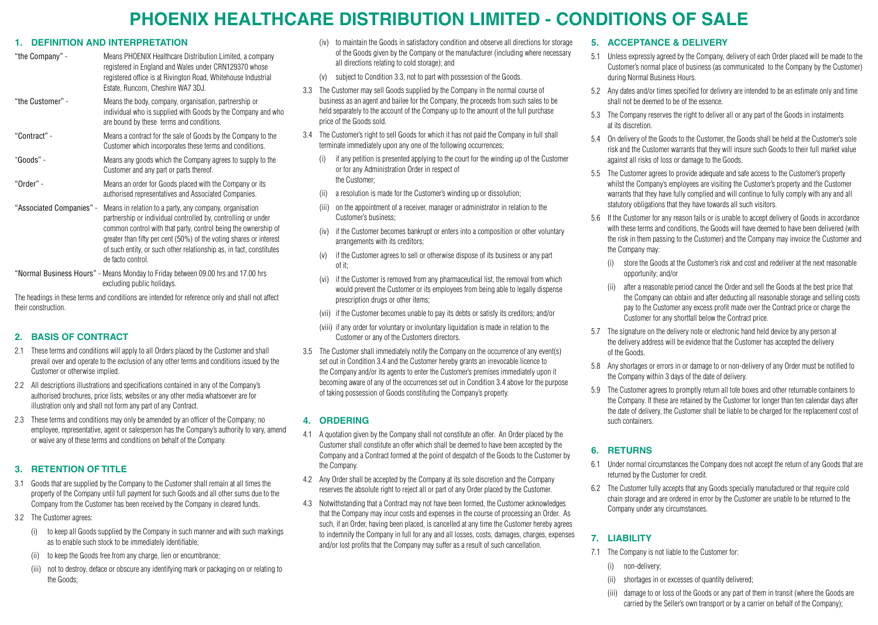# PHOENIX HEALTHCARE DISTRIBUTION LIMITED - CONDITIONS OF SALE

## 1. DEFINITION AND INTERPRETATION

| | |
|---|---|
| "the Company" - | Means PHOENIX Healthcare Distribution Limited, a company registered in England and Wales under CRN129370 whose registered office is at Rivington Road, Whitehouse Industrial Estate, Runcorn, Cheshire WA7 3DJ. |
| "the Customer" - | Means the body, company, organisation, partnership or individual who is supplied with Goods by the Company and who are bound by these terms and conditions. |
| "Contract" - | Means a contract for the sale of Goods by the Company to the Customer which incorporates these terms and conditions. |
| "Goods" - | Means any goods which the Company agrees to supply to the Customer and any part or parts thereof. |
| "Order" - | Means an order for Goods placed with the Company or its authorised representatives and Associated Companies. |
| "Associated Companies" - | Means in relation to a party, any company, organisation partnership or individual controlled by, controlling or under common control with that party, control being the ownership of greater than fifty per cent (50%) of the voting shares or interest of such entity, or such other relationship as, in fact, constitutes de facto control. |
| "Normal Business Hours" - | Means Monday to Friday between 09.00 hrs and 17.00 hrs excluding public holidays. |

The headings in these terms and conditions are intended for reference only and shall not affect their construction.

## 2. BASIS OF CONTRACT

2.1 These terms and conditions will apply to all Orders placed by the Customer and shall prevail over and operate to the exclusion of any other terms and conditions issued by the Customer or otherwise implied.

2.2 All descriptions illustrations and specifications contained in any of the Company's authorised brochures, price lists, websites or any other media whatsoever are for illustration only and shall not form any part of any Contract.

2.3 These terms and conditions may only be amended by an officer of the Company; no employee, representative, agent or salesperson has the Company's authority to vary, amend or waive any of these terms and conditions on behalf of the Company.

## 3. RETENTION OF TITLE

3.1 Goods that are supplied by the Company to the Customer shall remain at all times the property of the Company until full payment for such Goods and all other sums due to the Company from the Customer has been received by the Company in cleared funds.

3.2 The Customer agrees:

(i) to keep all Goods supplied by the Company in such manner and with such markings as to enable such stock to be immediately identifiable;

(ii) to keep the Goods free from any charge, lien or encumbrance;

(iii) not to destroy, deface or obscure any identifying mark or packaging on or relating to the Goods;

(iv) to maintain the Goods in satisfactory condition and observe all directions for storage of the Goods given by the Company or the manufacturer (including where necessary all directions relating to cold storage); and

(v) subject to Condition 3.3, not to part with possession of the Goods.

3.3 The Customer may sell Goods supplied by the Company in the normal course of business as an agent and bailee for the Company, the proceeds from such sales to be held separately to the account of the Company up to the amount of the full purchase price of the Goods sold.

3.4 The Customer's right to sell Goods for which it has not paid the Company in full shall terminate immediately upon any one of the following occurrences;

(i) if any petition is presented applying to the court for the winding up of the Customer or for any Administration Order in respect of the Customer;

(ii) a resolution is made for the Customer's winding up or dissolution;

(iii) on the appointment of a receiver, manager or administrator in relation to the Customer's business;

(iv) if the Customer becomes bankrupt or enters into a composition or other voluntary arrangements with its creditors;

(v) if the Customer agrees to sell or otherwise dispose of its business or any part of it;

(vi) if the Customer is removed from any pharmaceutical list, the removal from which would prevent the Customer or its employees from being able to legally dispense prescription drugs or other items;

(vii) if the Customer becomes unable to pay its debts or satisfy its creditors; and/or

(viii) if any order for voluntary or involuntary liquidation is made in relation to the Customer or any of the Customers directors.

3.5 The Customer shall immediately notify the Company on the occurrence of any event(s) set out in Condition 3.4 and the Customer hereby grants an irrevocable licence to the Company and/or its agents to enter the Customer's premises immediately upon it becoming aware of any of the occurrences set out in Condition 3.4 above for the purpose of taking possession of Goods constituting the Company's property.

## 4. ORDERING

4.1 A quotation given by the Company shall not constitute an offer. An Order placed by the Customer shall constitute an offer which shall be deemed to have been accepted by the Company and a Contract formed at the point of despatch of the Goods to the Customer by the Company.

4.2 Any Order shall be accepted by the Company at its sole discretion and the Company reserves the absolute right to reject all or part of any Order placed by the Customer.

4.3 Notwithstanding that a Contract may not have been formed, the Customer acknowledges that the Company may incur costs and expenses in the course of processing an Order. As such, if an Order, having been placed, is cancelled at any time the Customer hereby agrees to indemnify the Company in full for any and all losses, costs, damages, charges, expenses and/or lost profits that the Company may suffer as a result of such cancellation.

## 5. ACCEPTANCE & DELIVERY

5.1 Unless expressly agreed by the Company, delivery of each Order placed will be made to the Customer's normal place of business (as communicated to the Company by the Customer) during Normal Business Hours.

5.2 Any dates and/or times specified for delivery are intended to be an estimate only and time shall not be deemed to be of the essence.

5.3 The Company reserves the right to deliver all or any part of the Goods in instalments at its discretion.

5.4 On delivery of the Goods to the Customer, the Goods shall be held at the Customer's sole risk and the Customer warrants that they will insure such Goods to their full market value against all risks of loss or damage to the Goods.

5.5 The Customer agrees to provide adequate and safe access to the Customer's property whilst the Company's employees are visiting the Customer's property and the Customer warrants that they have fully complied and will continue to fully comply with any and all statutory obligations that they have towards all such visitors.

5.6 If the Customer for any reason fails or is unable to accept delivery of Goods in accordance with these terms and conditions, the Goods will have deemed to have been delivered (with the risk in them passing to the Customer) and the Company may invoice the Customer and the Company may:

(i) store the Goods at the Customer's risk and cost and redeliver at the next reasonable opportunity; and/or

(ii) after a reasonable period cancel the Order and sell the Goods at the best price that the Company can obtain and after deducting all reasonable storage and selling costs pay to the Customer any excess profit made over the Contract price or charge the Customer for any shortfall below the Contract price.

5.7 The signature on the delivery note or electronic hand held device by any person at the delivery address will be evidence that the Customer has accepted the delivery of the Goods.

5.8 Any shortages or errors in or damage to or non-delivery of any Order must be notified to the Company within 3 days of the date of delivery.

5.9 The Customer agrees to promptly return all tote boxes and other returnable containers to the Company. If these are retained by the Customer for longer than ten calendar days after the date of delivery, the Customer shall be liable to be charged for the replacement cost of such containers.

## 6. RETURNS

6.1 Under normal circumstances the Company does not accept the return of any Goods that are returned by the Customer for credit.

6.2 The Customer fully accepts that any Goods specially manufactured or that require cold chain storage and are ordered in error by the Customer are unable to be returned to the Company under any circumstances.

## 7. LIABILITY

7.1 The Company is not liable to the Customer for:

(i) non-delivery;

(ii) shortages in or excesses of quantity delivered;

(iii) damage to or loss of the Goods or any part of them in transit (where the Goods are carried by the Seller's own transport or by a carrier on behalf of the Company);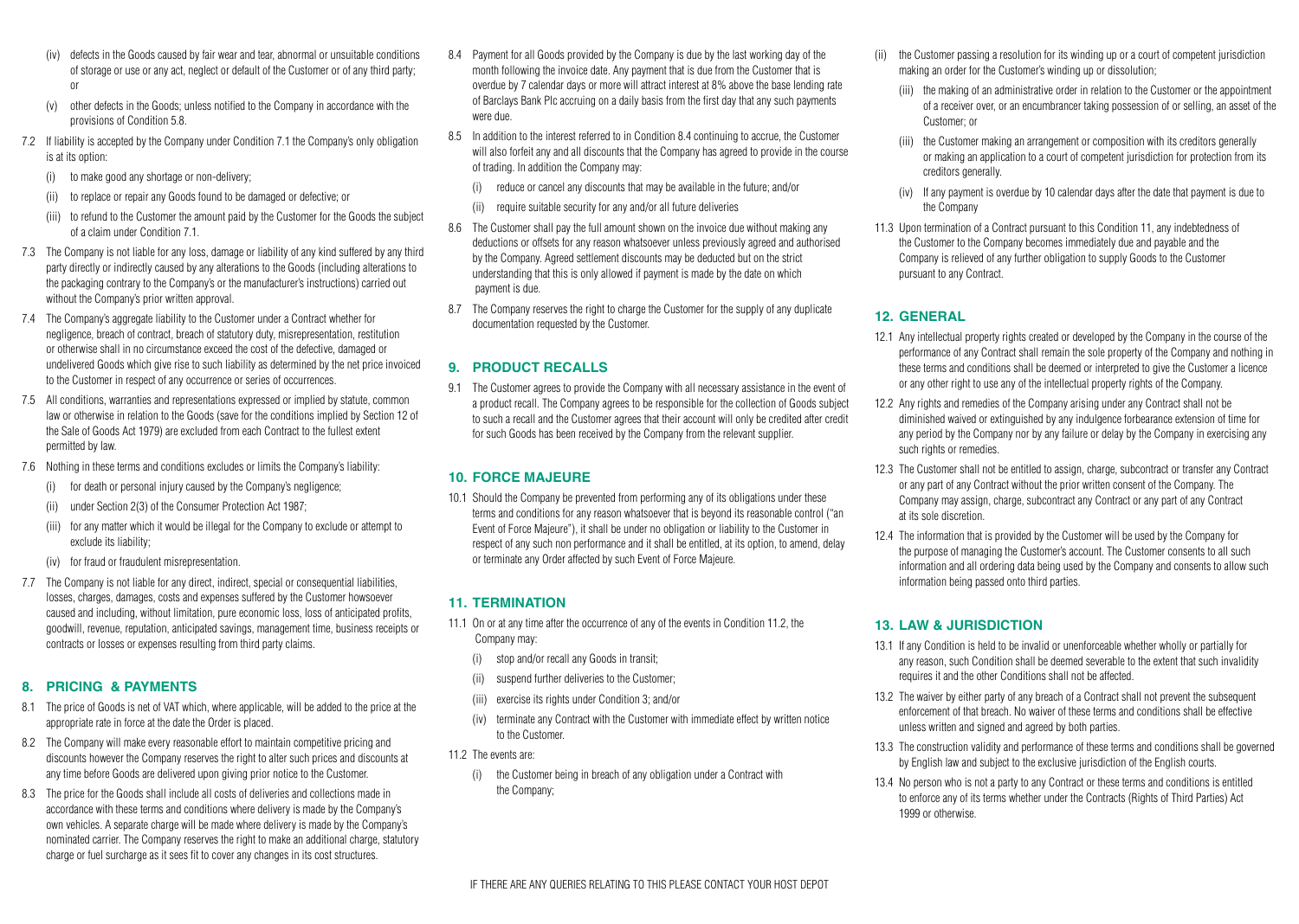(iv) defects in the Goods caused by fair wear and tear, abnormal or unsuitable conditions of storage or use or any act, neglect or default of the Customer or of any third party; or

(v) other defects in the Goods; unless notified to the Company in accordance with the provisions of Condition 5.8.

7.2 If liability is accepted by the Company under Condition 7.1 the Company's only obligation is at its option:

(i) to make good any shortage or non-delivery;

(ii) to replace or repair any Goods found to be damaged or defective; or

(iii) to refund to the Customer the amount paid by the Customer for the Goods the subject of a claim under Condition 7.1.

7.3 The Company is not liable for any loss, damage or liability of any kind suffered by any third party directly or indirectly caused by any alterations to the Goods (including alterations to the packaging contrary to the Company's or the manufacturer's instructions) carried out without the Company's prior written approval.

7.4 The Company's aggregate liability to the Customer under a Contract whether for negligence, breach of contract, breach of statutory duty, misrepresentation, restitution or otherwise shall in no circumstance exceed the cost of the defective, damaged or undelivered Goods which give rise to such liability as determined by the net price invoiced to the Customer in respect of any occurrence or series of occurrences.

7.5 All conditions, warranties and representations expressed or implied by statute, common law or otherwise in relation to the Goods (save for the conditions implied by Section 12 of the Sale of Goods Act 1979) are excluded from each Contract to the fullest extent permitted by law.

7.6 Nothing in these terms and conditions excludes or limits the Company's liability:

(i) for death or personal injury caused by the Company's negligence;

(ii) under Section 2(3) of the Consumer Protection Act 1987;

(iii) for any matter which it would be illegal for the Company to exclude or attempt to exclude its liability;

(iv) for fraud or fraudulent misrepresentation.

7.7 The Company is not liable for any direct, indirect, special or consequential liabilities, losses, charges, damages, costs and expenses suffered by the Customer howsoever caused and including, without limitation, pure economic loss, loss of anticipated profits, goodwill, revenue, reputation, anticipated savings, management time, business receipts or contracts or losses or expenses resulting from third party claims.

## 8. PRICING & PAYMENTS

8.1 The price of Goods is net of VAT which, where applicable, will be added to the price at the appropriate rate in force at the date the Order is placed.

8.2 The Company will make every reasonable effort to maintain competitive pricing and discounts however the Company reserves the right to alter such prices and discounts at any time before Goods are delivered upon giving prior notice to the Customer.

8.3 The price for the Goods shall include all costs of deliveries and collections made in accordance with these terms and conditions where delivery is made by the Company's own vehicles. A separate charge will be made where delivery is made by the Company's nominated carrier. The Company reserves the right to make an additional charge, statutory charge or fuel surcharge as it sees fit to cover any changes in its cost structures.

8.4 Payment for all Goods provided by the Company is due by the last working day of the month following the invoice date. Any payment that is due from the Customer that is overdue by 7 calendar days or more will attract interest at 8% above the base lending rate of Barclays Bank Plc accruing on a daily basis from the first day that any such payments were due.

8.5 In addition to the interest referred to in Condition 8.4 continuing to accrue, the Customer will also forfeit any and all discounts that the Company has agreed to provide in the course of trading. In addition the Company may:

(i) reduce or cancel any discounts that may be available in the future; and/or

(ii) require suitable security for any and/or all future deliveries

8.6 The Customer shall pay the full amount shown on the invoice due without making any deductions or offsets for any reason whatsoever unless previously agreed and authorised by the Company. Agreed settlement discounts may be deducted but on the strict understanding that this is only allowed if payment is made by the date on which payment is due.

8.7 The Company reserves the right to charge the Customer for the supply of any duplicate documentation requested by the Customer.

## 9. PRODUCT RECALLS

9.1 The Customer agrees to provide the Company with all necessary assistance in the event of a product recall. The Company agrees to be responsible for the collection of Goods subject to such a recall and the Customer agrees that their account will only be credited after credit for such Goods has been received by the Company from the relevant supplier.

## 10. FORCE MAJEURE

10.1 Should the Company be prevented from performing any of its obligations under these terms and conditions for any reason whatsoever that is beyond its reasonable control ("an Event of Force Majeure"), it shall be under no obligation or liability to the Customer in respect of any such non performance and it shall be entitled, at its option, to amend, delay or terminate any Order affected by such Event of Force Majeure.

## 11. TERMINATION

11.1 On or at any time after the occurrence of any of the events in Condition 11.2, the Company may:

(i) stop and/or recall any Goods in transit;

(ii) suspend further deliveries to the Customer;

(iii) exercise its rights under Condition 3; and/or

(iv) terminate any Contract with the Customer with immediate effect by written notice to the Customer.

11.2 The events are:

(i) the Customer being in breach of any obligation under a Contract with the Company;

(ii) the Customer passing a resolution for its winding up or a court of competent jurisdiction making an order for the Customer's winding up or dissolution;

(iii) the making of an administrative order in relation to the Customer or the appointment of a receiver over, or an encumbrancer taking possession of or selling, an asset of the Customer; or

(iii) the Customer making an arrangement or composition with its creditors generally or making an application to a court of competent jurisdiction for protection from its creditors generally.

(iv) If any payment is overdue by 10 calendar days after the date that payment is due to the Company

11.3 Upon termination of a Contract pursuant to this Condition 11, any indebtedness of the Customer to the Company becomes immediately due and payable and the Company is relieved of any further obligation to supply Goods to the Customer pursuant to any Contract.

## 12. GENERAL

12.1 Any intellectual property rights created or developed by the Company in the course of the performance of any Contract shall remain the sole property of the Company and nothing in these terms and conditions shall be deemed or interpreted to give the Customer a licence or any other right to use any of the intellectual property rights of the Company.

12.2 Any rights and remedies of the Company arising under any Contract shall not be diminished waived or extinguished by any indulgence forbearance extension of time for any period by the Company nor by any failure or delay by the Company in exercising any such rights or remedies.

12.3 The Customer shall not be entitled to assign, charge, subcontract or transfer any Contract or any part of any Contract without the prior written consent of the Company. The Company may assign, charge, subcontract any Contract or any part of any Contract at its sole discretion.

12.4 The information that is provided by the Customer will be used by the Company for the purpose of managing the Customer's account. The Customer consents to all such information and all ordering data being used by the Company and consents to allow such information being passed onto third parties.

## 13. LAW & JURISDICTION

13.1 If any Condition is held to be invalid or unenforceable whether wholly or partially for any reason, such Condition shall be deemed severable to the extent that such invalidity requires it and the other Conditions shall not be affected.

13.2 The waiver by either party of any breach of a Contract shall not prevent the subsequent enforcement of that breach. No waiver of these terms and conditions shall be effective unless written and signed and agreed by both parties.

13.3 The construction validity and performance of these terms and conditions shall be governed by English law and subject to the exclusive jurisdiction of the English courts.

13.4 No person who is not a party to any Contract or these terms and conditions is entitled to enforce any of its terms whether under the Contracts (Rights of Third Parties) Act 1999 or otherwise.

IF THERE ARE ANY QUERIES RELATING TO THIS PLEASE CONTACT YOUR HOST DEPOT